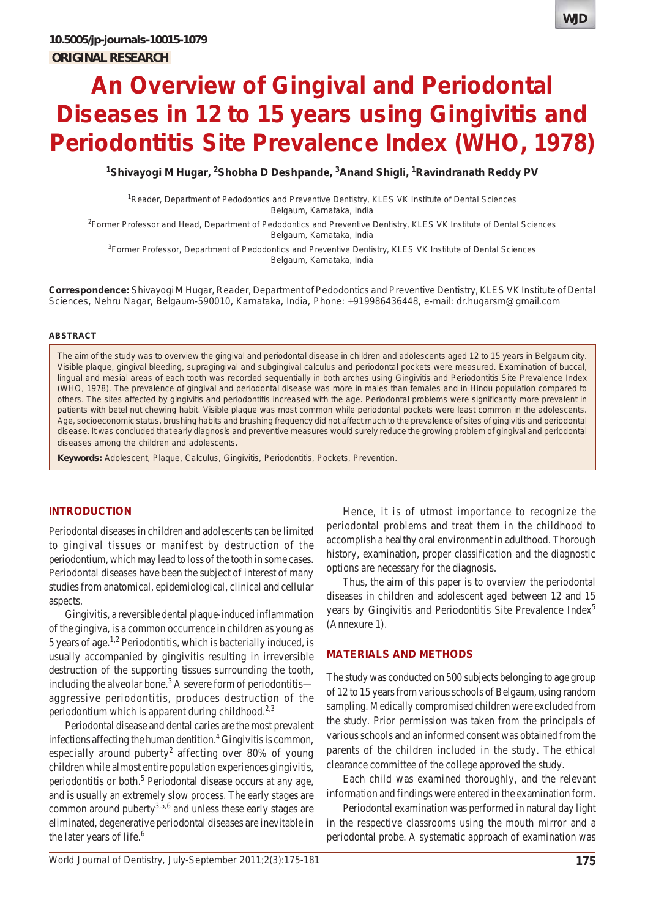10.5005/jp-journals-10015-1079

ORIGINAL RESEARCH

# An Overview of Gingival and Periodontal Diseases in 12 to 15 years using Gingivitis and Periodontitis Site Prevalence Index (WHO, 1978)

**[1]Shivayogi M Hugar, [2]Shobha D Deshpande, [3]Anand Shigli, [1]Ravindranath Reddy PV**

[1]Reader, Department of Pedodontics and Preventive Dentistry, KLES VK Institute of Dental Sciences Belgaum, Karnataka, India

[2]Former Professor and Head, Department of Pedodontics and Preventive Dentistry, KLES VK Institute of Dental Sciences Belgaum, Karnataka, India

[3]Former Professor, Department of Pedodontics and Preventive Dentistry, KLES VK Institute of Dental Sciences Belgaum, Karnataka, India

**Correspondence:** Shivayogi M Hugar, Reader, Department of Pedodontics and Preventive Dentistry, KLES VK Institute of Dental Sciences, Nehru Nagar, Belgaum-590010, Karnataka, India, Phone: +919986436448, e-mail: dr.hugarsm@gmail.com

## ABSTRACT

The aim of the study was to overview the gingival and periodontal disease in children and adolescents aged 12 to 15 years in Belgaum city. Visible plaque, gingival bleeding, supragingival and subgingival calculus and periodontal pockets were measured. Examination of buccal, lingual and mesial areas of each tooth was recorded sequentially in both arches using Gingivitis and Periodontitis Site Prevalence Index (WHO, 1978). The prevalence of gingival and periodontal disease was more in males than females and in Hindu population compared to others. The sites affected by gingivitis and periodontitis increased with the age. Periodontal problems were significantly more prevalent in patients with betel nut chewing habit. Visible plaque was most common while periodontal pockets were least common in the adolescents. Age, socioeconomic status, brushing habits and brushing frequency did not affect much to the prevalence of sites of gingivitis and periodontal disease. It was concluded that early diagnosis and preventive measures would surely reduce the growing problem of gingival and periodontal diseases among the children and adolescents.

**Keywords:** Adolescent, Plaque, Calculus, Gingivitis, Periodontitis, Pockets, Prevention.

## INTRODUCTION

Periodontal diseases in children and adolescents can be limited to gingival tissues or manifest by destruction of the periodontium, which may lead to loss of the tooth in some cases. Periodontal diseases have been the subject of interest of many studies from anatomical, epidemiological, clinical and cellular aspects.

Gingivitis, a reversible dental plaque-induced inflammation of the gingiva, is a common occurrence in children as young as 5 years of age.[1,2] Periodontitis, which is bacterially induced, is usually accompanied by gingivitis resulting in irreversible destruction of the supporting tissues surrounding the tooth, including the alveolar bone.[3] A severe form of periodontitis—aggressive periodontitis, produces destruction of the periodontium which is apparent during childhood.[2,3]

Periodontal disease and dental caries are the most prevalent infections affecting the human dentition.[4] Gingivitis is common, especially around puberty[2] affecting over 80% of young children while almost entire population experiences gingivitis, periodontitis or both.[5] Periodontal disease occurs at any age, and is usually an extremely slow process. The early stages are common around puberty[3,5,6] and unless these early stages are eliminated, degenerative periodontal diseases are inevitable in the later years of life.[6]

Hence, it is of utmost importance to recognize the periodontal problems and treat them in the childhood to accomplish a healthy oral environment in adulthood. Thorough history, examination, proper classification and the diagnostic options are necessary for the diagnosis.

Thus, the aim of this paper is to overview the periodontal diseases in children and adolescent aged between 12 and 15 years by Gingivitis and Periodontitis Site Prevalence Index[5] (Annexure 1).

## MATERIALS AND METHODS

The study was conducted on 500 subjects belonging to age group of 12 to 15 years from various schools of Belgaum, using random sampling. Medically compromised children were excluded from the study. Prior permission was taken from the principals of various schools and an informed consent was obtained from the parents of the children included in the study. The ethical clearance committee of the college approved the study.

Each child was examined thoroughly, and the relevant information and findings were entered in the examination form.

Periodontal examination was performed in natural day light in the respective classrooms using the mouth mirror and a periodontal probe. A systematic approach of examination was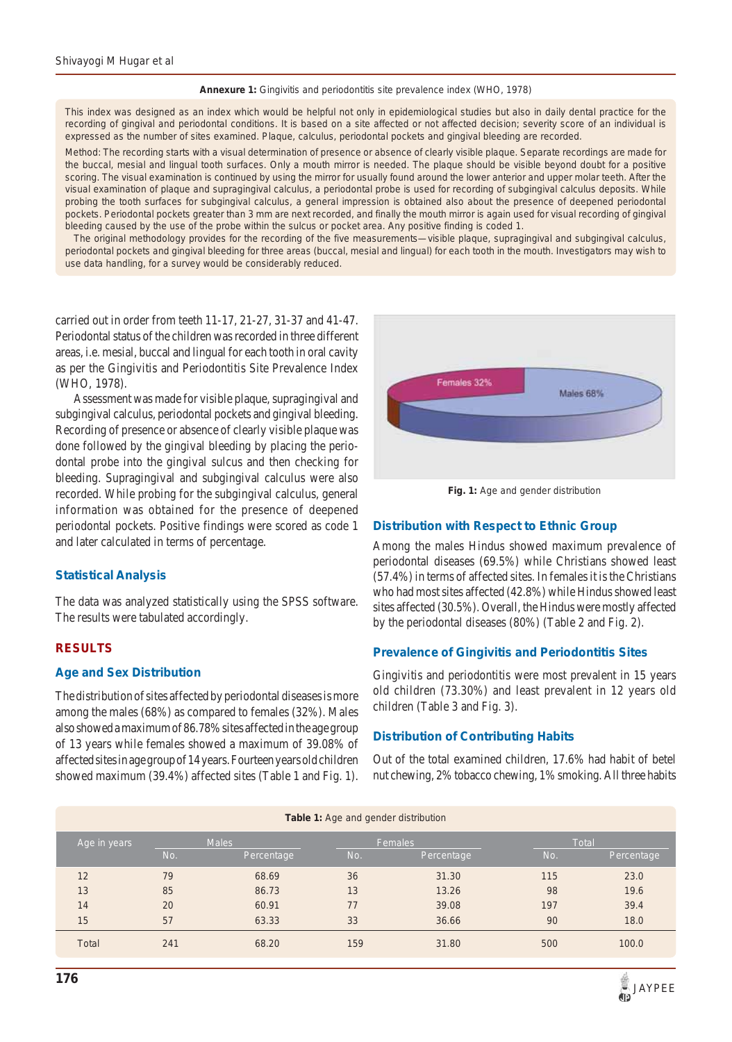**Annexure 1:** Gingivitis and periodontitis site prevalence index (WHO, 1978)

This index was designed as an index which would be helpful not only in epidemiological studies but also in daily dental practice for the recording of gingival and periodontal conditions. It is based on a site affected or not affected decision; severity score of an individual is expressed as the number of sites examined. Plaque, calculus, periodontal pockets and gingival bleeding are recorded.

Method: The recording starts with a visual determination of presence or absence of clearly visible plaque. Separate recordings are made for the buccal, mesial and lingual tooth surfaces. Only a mouth mirror is needed. The plaque should be visible beyond doubt for a positive scoring. The visual examination is continued by using the mirror for usually found around the lower anterior and upper molar teeth. After the visual examination of plaque and supragingival calculus, a periodontal probe is used for recording of subgingival calculus deposits. While probing the tooth surfaces for subgingival calculus, a general impression is obtained also about the presence of deepened periodontal pockets. Periodontal pockets greater than 3 mm are next recorded, and finally the mouth mirror is again used for visual recording of gingival bleeding caused by the use of the probe within the sulcus or pocket area. Any positive finding is coded 1.

The original methodology provides for the recording of the five measurements—visible plaque, supragingival and subgingival calculus, periodontal pockets and gingival bleeding for three areas (buccal, mesial and lingual) for each tooth in the mouth. Investigators may wish to use data handling, for a survey would be considerably reduced.

carried out in order from teeth 11-17, 21-27, 31-37 and 41-47. Periodontal status of the children was recorded in three different areas, i.e. mesial, buccal and lingual for each tooth in oral cavity as per the Gingivitis and Periodontitis Site Prevalence Index (WHO, 1978).

Assessment was made for visible plaque, supragingival and subgingival calculus, periodontal pockets and gingival bleeding. Recording of presence or absence of clearly visible plaque was done followed by the gingival bleeding by placing the periodontal probe into the gingival sulcus and then checking for bleeding. Supragingival and subgingival calculus were also recorded. While probing for the subgingival calculus, general information was obtained for the presence of deepened periodontal pockets. Positive findings were scored as code 1 and later calculated in terms of percentage.

## Statistical Analysis

The data was analyzed statistically using the SPSS software. The results were tabulated accordingly.

# RESULTS

## Age and Sex Distribution

The distribution of sites affected by periodontal diseases is more among the males (68%) as compared to females (32%). Males also showed a maximum of 86.78% sites affected in the age group of 13 years while females showed a maximum of 39.08% of affected sites in age group of 14 years. Fourteen years old children showed maximum (39.4%) affected sites (Table 1 and Fig. 1).

Females 32%
Males 68%

**Fig. 1:** Age and gender distribution

## Distribution with Respect to Ethnic Group

Among the males Hindus showed maximum prevalence of periodontal diseases (69.5%) while Christians showed least (57.4%) in terms of affected sites. In females it is the Christians who had most sites affected (42.8%) while Hindus showed least sites affected (30.5%). Overall, the Hindus were mostly affected by the periodontal diseases (80%) (Table 2 and Fig. 2).

## Prevalence of Gingivitis and Periodontitis Sites

Gingivitis and periodontitis were most prevalent in 15 years old children (73.30%) and least prevalent in 12 years old children (Table 3 and Fig. 3).

## Distribution of Contributing Habits

Out of the total examined children, 17.6% had habit of betel nut chewing, 2% tobacco chewing, 1% smoking. All three habits

**Table 1:** Age and gender distribution

| Age in years | Males | | Females | | Total | |
|---|---|---|---|---|---|---|
| | No. | Percentage | No. | Percentage | No. | Percentage |
| 12 | 79 | 68.69 | 36 | 31.30 | 115 | 23.0 |
| 13 | 85 | 86.73 | 13 | 13.26 | 98 | 19.6 |
| 14 | 20 | 60.91 | 77 | 39.08 | 197 | 39.4 |
| 15 | 57 | 63.33 | 33 | 36.66 | 90 | 18.0 |
| Total | 241 | 68.20 | 159 | 31.80 | 500 | 100.0 |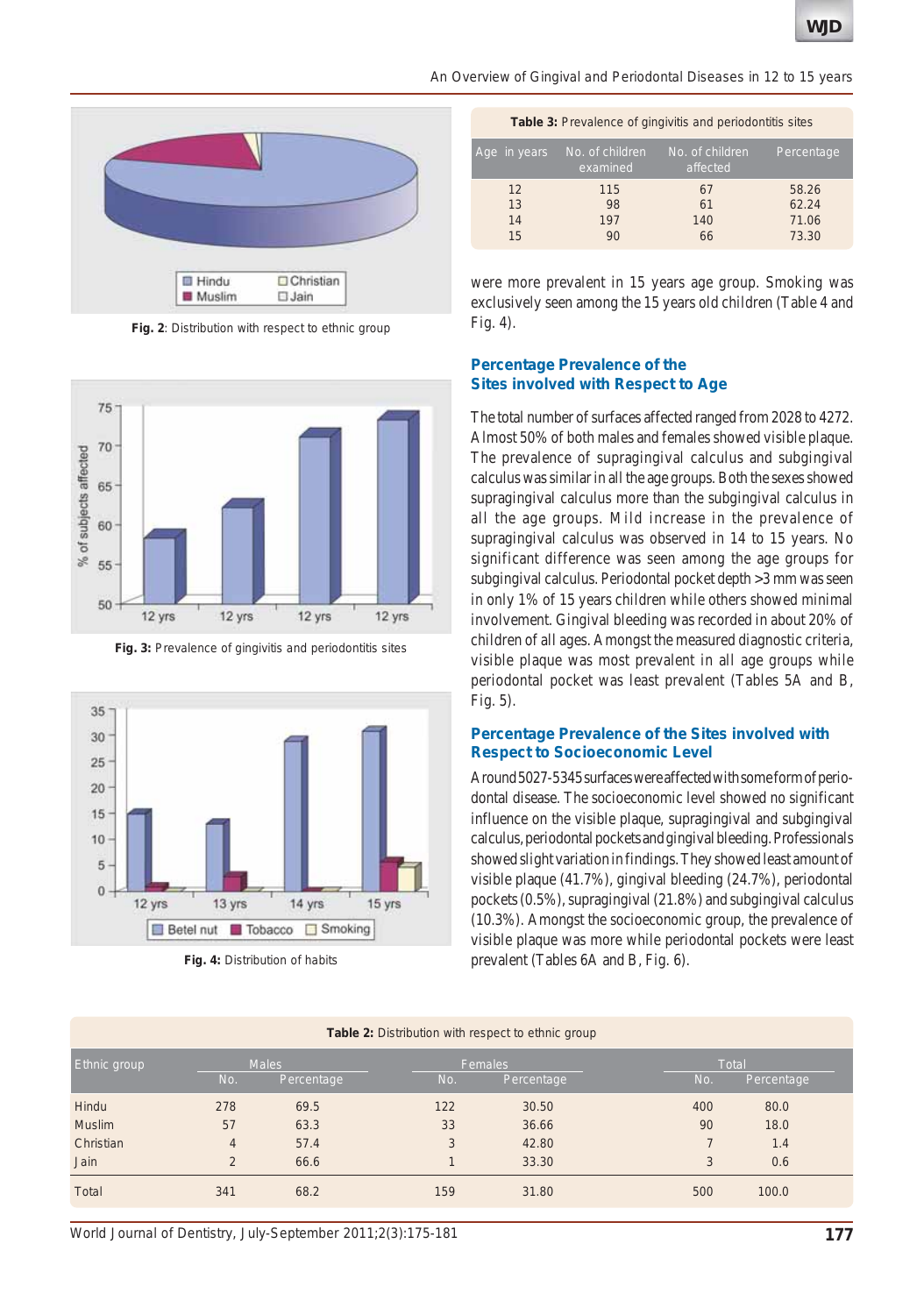Fig. 2: Distribution with respect to ethnic group

Fig. 3: Prevalence of gingivitis and periodontitis sites

Fig. 4: Distribution of habits

**Table 3:** Prevalence of gingivitis and periodontitis sites

| Age in years | No. of children examined | No. of children affected | Percentage |
|---|---|---|---|
| 12 | 115 | 67 | 58.26 |
| 13 | 98 | 61 | 62.24 |
| 14 | 197 | 140 | 71.06 |
| 15 | 90 | 66 | 73.30 |

were more prevalent in 15 years age group. Smoking was exclusively seen among the 15 years old children (Table 4 and Fig. 4).

## Percentage Prevalence of the Sites involved with Respect to Age

The total number of surfaces affected ranged from 2028 to 4272. Almost 50% of both males and females showed visible plaque. The prevalence of supragingival calculus and subgingival calculus was similar in all the age groups. Both the sexes showed supragingival calculus more than the subgingival calculus in all the age groups. Mild increase in the prevalence of supragingival calculus was observed in 14 to 15 years. No significant difference was seen among the age groups for subgingival calculus. Periodontal pocket depth >3 mm was seen in only 1% of 15 years children while others showed minimal involvement. Gingival bleeding was recorded in about 20% of children of all ages. Amongst the measured diagnostic criteria, visible plaque was most prevalent in all age groups while periodontal pocket was least prevalent (Tables 5A and B, Fig. 5).

## Percentage Prevalence of the Sites involved with Respect to Socioeconomic Level

Around 5027-5345 surfaces were affected with some form of periodontal disease. The socioeconomic level showed no significant influence on the visible plaque, supragingival and subgingival calculus, periodontal pockets and gingival bleeding. Professionals showed slight variation in findings. They showed least amount of visible plaque (41.7%), gingival bleeding (24.7%), periodontal pockets (0.5%), supragingival (21.8%) and subgingival calculus (10.3%). Amongst the socioeconomic group, the prevalence of visible plaque was more while periodontal pockets were least prevalent (Tables 6A and B, Fig. 6).

**Table 2:** Distribution with respect to ethnic group

| Ethnic group | Males | | Females | | Total | |
|---|---|---|---|---|---|---|
| | No. | Percentage | No. | Percentage | No. | Percentage |
| Hindu | 278 | 69.5 | 122 | 30.50 | 400 | 80.0 |
| Muslim | 57 | 63.3 | 33 | 36.66 | 90 | 18.0 |
| Christian | 4 | 57.4 | 3 | 42.80 | 7 | 1.4 |
| Jain | 2 | 66.6 | 1 | 33.30 | 3 | 0.6 |
| Total | 341 | 68.2 | 159 | 31.80 | 500 | 100.0 |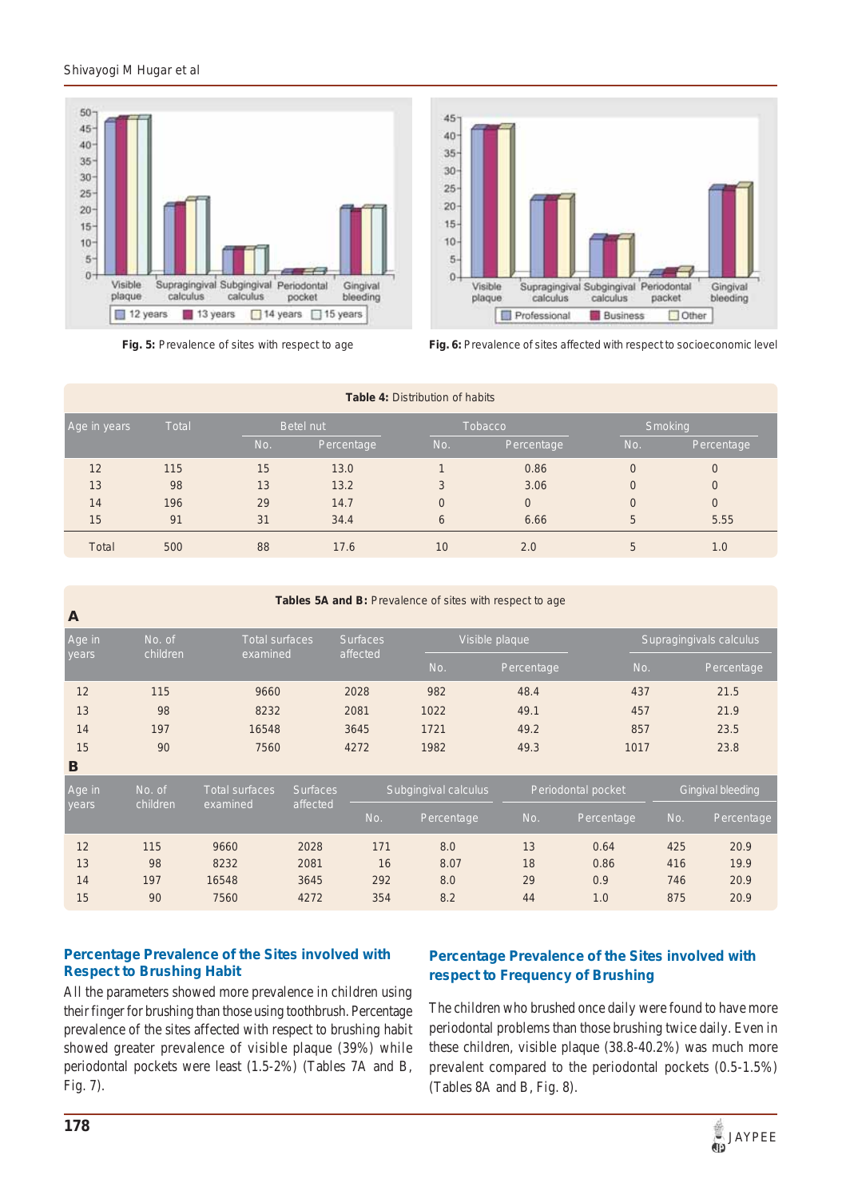Fig. 5: Prevalence of sites with respect to age

Fig. 6: Prevalence of sites affected with respect to socioeconomic level

**Table 4:** Distribution of habits

| Age in years | Total | Betel nut | | Tobacco | | Smoking | |
|---|---|---|---|---|---|---|---|
| | | No. | Percentage | No. | Percentage | No. | Percentage |
| 12 | 115 | 15 | 13.0 | 1 | 0.86 | 0 | 0 |
| 13 | 98 | 13 | 13.2 | 3 | 3.06 | 0 | 0 |
| 14 | 196 | 29 | 14.7 | 0 | 0 | 0 | 0 |
| 15 | 91 | 31 | 34.4 | 6 | 6.66 | 5 | 5.55 |
| Total | 500 | 88 | 17.6 | 10 | 2.0 | 5 | 1.0 |

**Tables 5A and B:** Prevalence of sites with respect to age

**A**

| Age in years | No. of children | Total surfaces examined | Surfaces affected | Visible plaque | | Supragingivals calculus | |
|---|---|---|---|---|---|---|---|
| | | | | No. | Percentage | No. | Percentage |
| 12 | 115 | 9660 | 2028 | 982 | 48.4 | 437 | 21.5 |
| 13 | 98 | 8232 | 2081 | 1022 | 49.1 | 457 | 21.9 |
| 14 | 197 | 16548 | 3645 | 1721 | 49.2 | 857 | 23.5 |
| 15 | 90 | 7560 | 4272 | 1982 | 49.3 | 1017 | 23.8 |

**B**

| Age in years | No. of children | Total surfaces examined | Surfaces affected | Subgingival calculus | | Periodontal pocket | | Gingival bleeding | |
|---|---|---|---|---|---|---|---|---|---|
| | | | | No. | Percentage | No. | Percentage | No. | Percentage |
| 12 | 115 | 9660 | 2028 | 171 | 8.0 | 13 | 0.64 | 425 | 20.9 |
| 13 | 98 | 8232 | 2081 | 16 | 8.07 | 18 | 0.86 | 416 | 19.9 |
| 14 | 197 | 16548 | 3645 | 292 | 8.0 | 29 | 0.9 | 746 | 20.9 |
| 15 | 90 | 7560 | 4272 | 354 | 8.2 | 44 | 1.0 | 875 | 20.9 |

## Percentage Prevalence of the Sites involved with Respect to Brushing Habit

All the parameters showed more prevalence in children using their finger for brushing than those using toothbrush. Percentage prevalence of the sites affected with respect to brushing habit showed greater prevalence of visible plaque (39%) while periodontal pockets were least (1.5-2%) (Tables 7A and B, Fig. 7).

## Percentage Prevalence of the Sites involved with respect to Frequency of Brushing

The children who brushed once daily were found to have more periodontal problems than those brushing twice daily. Even in these children, visible plaque (38.8-40.2%) was much more prevalent compared to the periodontal pockets (0.5-1.5%) (Tables 8A and B, Fig. 8).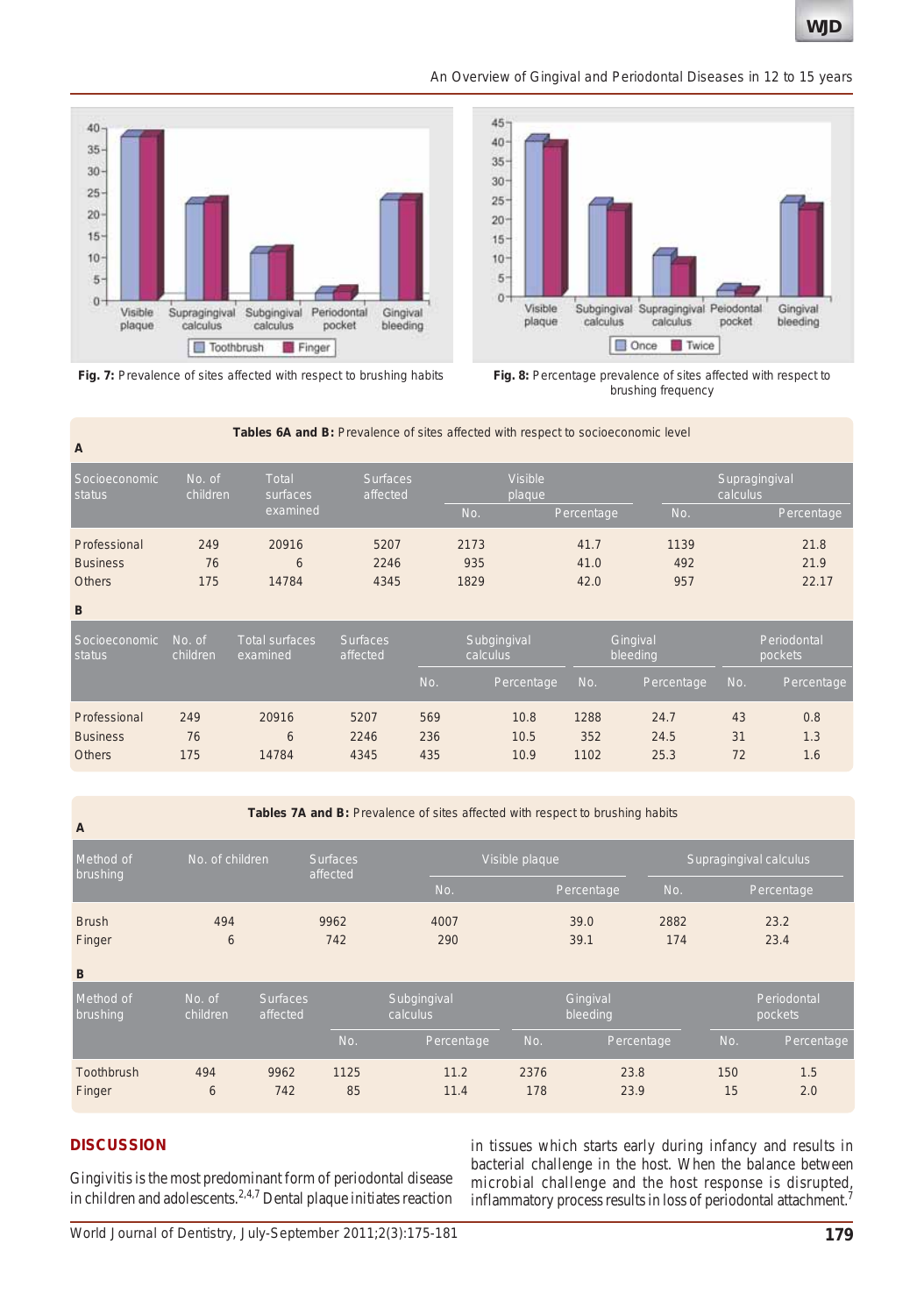Fig. 7: Prevalence of sites affected with respect to brushing habits

Fig. 8: Percentage prevalence of sites affected with respect to brushing frequency

**Tables 6A and B:** Prevalence of sites affected with respect to socioeconomic level

**A**

| Socioeconomic status | No. of children | Total surfaces examined | Surfaces affected | Visible plaque | | Supragingival calculus | |
|---|---|---|---|---|---|---|---|
| | | | | No. | Percentage | No. | Percentage |
| Professional | 249 | 20916 | 5207 | 2173 | 41.7 | 1139 | 21.8 |
| Business | 76 | 6 | 2246 | 935 | 41.0 | 492 | 21.9 |
| Others | 175 | 14784 | 4345 | 1829 | 42.0 | 957 | 22.17 |

**B**

| Socioeconomic status | No. of children | Total surfaces examined | Surfaces affected | Subgingival calculus | | Gingival bleeding | | Periodontal pockets | |
|---|---|---|---|---|---|---|---|---|---|
| | | | | No. | Percentage | No. | Percentage | No. | Percentage |
| Professional | 249 | 20916 | 5207 | 569 | 10.8 | 1288 | 24.7 | 43 | 0.8 |
| Business | 76 | 6 | 2246 | 236 | 10.5 | 352 | 24.5 | 31 | 1.3 |
| Others | 175 | 14784 | 4345 | 435 | 10.9 | 1102 | 25.3 | 72 | 1.6 |

**Tables 7A and B:** Prevalence of sites affected with respect to brushing habits

**A**

| Method of brushing | No. of children | Surfaces affected | Visible plaque | | Supragingival calculus | |
|---|---|---|---|---|---|---|
| | | | No. | Percentage | No. | Percentage |
| Brush | 494 | 9962 | 4007 | 39.0 | 2882 | 23.2 |
| Finger | 6 | 742 | 290 | 39.1 | 174 | 23.4 |

**B**

| Method of brushing | No. of children | Surfaces affected | Subgingival calculus | | Gingival bleeding | | Periodontal pockets | |
|---|---|---|---|---|---|---|---|---|
| | | | No. | Percentage | No. | Percentage | No. | Percentage |
| Toothbrush | 494 | 9962 | 1125 | 11.2 | 2376 | 23.8 | 150 | 1.5 |
| Finger | 6 | 742 | 85 | 11.4 | 178 | 23.9 | 15 | 2.0 |

## DISCUSSION

Gingivitis is the most predominant form of periodontal disease in children and adolescents.[2,4,7] Dental plaque initiates reaction in tissues which starts early during infancy and results in bacterial challenge in the host. When the balance between microbial challenge and the host response is disrupted, inflammatory process results in loss of periodontal attachment.[7]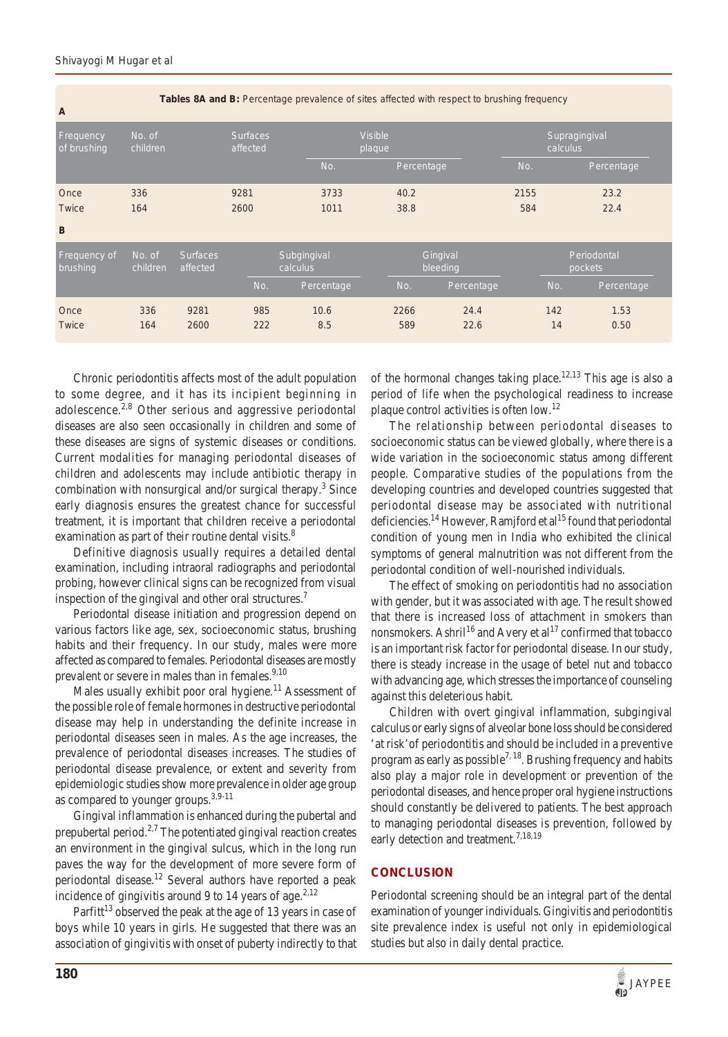**Tables 8A and B:** Percentage prevalence of sites affected with respect to brushing frequency

**A**

| Frequency of brushing | No. of children | Surfaces affected | Visible plaque | | Supragingival calculus | |
|---|---|---|---|---|---|---|
| | | | No. | Percentage | No. | Percentage |
| Once | 336 | 9281 | 3733 | 40.2 | 2155 | 23.2 |
| Twice | 164 | 2600 | 1011 | 38.8 | 584 | 22.4 |

**B**

| Frequency of brushing | No. of children | Surfaces affected | Subgingival calculus | | Gingival bleeding | | Periodontal pockets | |
|---|---|---|---|---|---|---|---|---|
| | | | No. | Percentage | No. | Percentage | No. | Percentage |
| Once | 336 | 9281 | 985 | 10.6 | 2266 | 24.4 | 142 | 1.53 |
| Twice | 164 | 2600 | 222 | 8.5 | 589 | 22.6 | 14 | 0.50 |

Chronic periodontitis affects most of the adult population to some degree, and it has its incipient beginning in adolescence.[2,8] Other serious and aggressive periodontal diseases are also seen occasionally in children and some of these diseases are signs of systemic diseases or conditions. Current modalities for managing periodontal diseases of children and adolescents may include antibiotic therapy in combination with nonsurgical and/or surgical therapy.[3] Since early diagnosis ensures the greatest chance for successful treatment, it is important that children receive a periodontal examination as part of their routine dental visits.[8]

Definitive diagnosis usually requires a detailed dental examination, including intraoral radiographs and periodontal probing, however clinical signs can be recognized from visual inspection of the gingival and other oral structures.[7]

Periodontal disease initiation and progression depend on various factors like age, sex, socioeconomic status, brushing habits and their frequency. In our study, males were more affected as compared to females. Periodontal diseases are mostly prevalent or severe in males than in females.[9,10]

Males usually exhibit poor oral hygiene.[11] Assessment of the possible role of female hormones in destructive periodontal disease may help in understanding the definite increase in periodontal diseases seen in males. As the age increases, the prevalence of periodontal diseases increases. The studies of periodontal disease prevalence, or extent and severity from epidemiologic studies show more prevalence in older age group as compared to younger groups.[3,9-11]

Gingival inflammation is enhanced during the pubertal and prepubertal period.[2,7] The potentiated gingival reaction creates an environment in the gingival sulcus, which in the long run paves the way for the development of more severe form of periodontal disease.[12] Several authors have reported a peak incidence of gingivitis around 9 to 14 years of age.[2,12]

Parfitt[13] observed the peak at the age of 13 years in case of boys while 10 years in girls. He suggested that there was an association of gingivitis with onset of puberty indirectly to that of the hormonal changes taking place.[12,13] This age is also a period of life when the psychological readiness to increase plaque control activities is often low.[12]

The relationship between periodontal diseases to socioeconomic status can be viewed globally, where there is a wide variation in the socioeconomic status among different people. Comparative studies of the populations from the developing countries and developed countries suggested that periodontal disease may be associated with nutritional deficiencies.[14] However, Ramjford et al[15] found that periodontal condition of young men in India who exhibited the clinical symptoms of general malnutrition was not different from the periodontal condition of well-nourished individuals.

The effect of smoking on periodontitis had no association with gender, but it was associated with age. The result showed that there is increased loss of attachment in smokers than nonsmokers. Ashril[16] and Avery et al[17] confirmed that tobacco is an important risk factor for periodontal disease. In our study, there is steady increase in the usage of betel nut and tobacco with advancing age, which stresses the importance of counseling against this deleterious habit.

Children with overt gingival inflammation, subgingival calculus or early signs of alveolar bone loss should be considered 'at risk' of periodontitis and should be included in a preventive program as early as possible[7,18]. Brushing frequency and habits also play a major role in development or prevention of the periodontal diseases, and hence proper oral hygiene instructions should constantly be delivered to patients. The best approach to managing periodontal diseases is prevention, followed by early detection and treatment.[7,18,19]

## CONCLUSION

Periodontal screening should be an integral part of the dental examination of younger individuals. Gingivitis and periodontitis site prevalence index is useful not only in epidemiological studies but also in daily dental practice.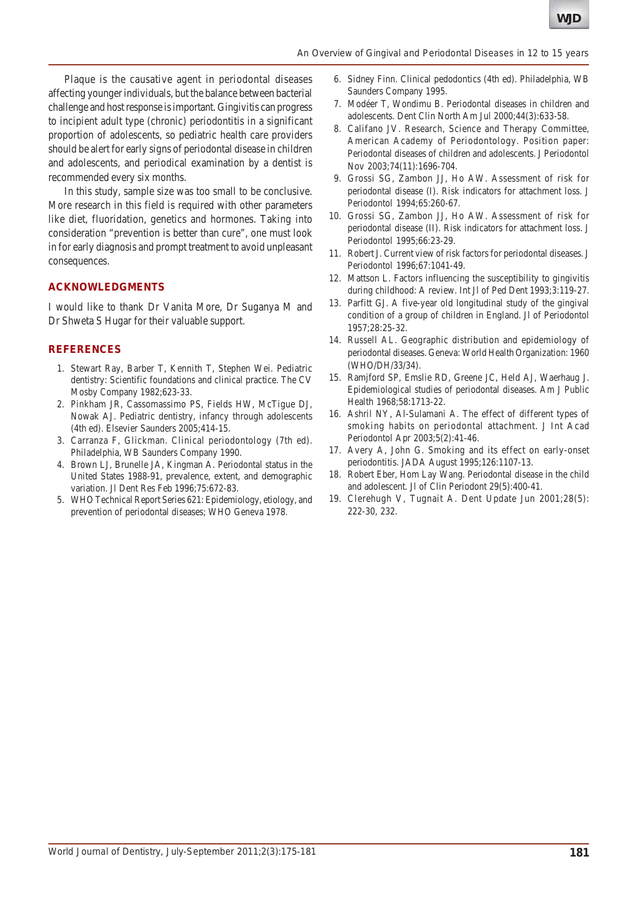Plaque is the causative agent in periodontal diseases affecting younger individuals, but the balance between bacterial challenge and host response is important. Gingivitis can progress to incipient adult type (chronic) periodontitis in a significant proportion of adolescents, so pediatric health care providers should be alert for early signs of periodontal disease in children and adolescents, and periodical examination by a dentist is recommended every six months.

In this study, sample size was too small to be conclusive. More research in this field is required with other parameters like diet, fluoridation, genetics and hormones. Taking into consideration "prevention is better than cure", one must look in for early diagnosis and prompt treatment to avoid unpleasant consequences.

## ACKNOWLEDGMENTS

I would like to thank Dr Vanita More, Dr Suganya M and Dr Shweta S Hugar for their valuable support.

## REFERENCES

1. Stewart Ray, Barber T, Kennith T, Stephen Wei. Pediatric dentistry: Scientific foundations and clinical practice. The CV Mosby Company 1982;623-33.
2. Pinkham JR, Cassomassimo PS, Fields HW, McTigue DJ, Nowak AJ. Pediatric dentistry, infancy through adolescents (4th ed). Elsevier Saunders 2005;414-15.
3. Carranza F, Glickman. Clinical periodontology (7th ed). Philadelphia, WB Saunders Company 1990.
4. Brown LJ, Brunelle JA, Kingman A. Periodontal status in the United States 1988-91, prevalence, extent, and demographic variation. Jl Dent Res Feb 1996;75:672-83.
5. WHO Technical Report Series 621: Epidemiology, etiology, and prevention of periodontal diseases; WHO Geneva 1978.
6. Sidney Finn. Clinical pedodontics (4th ed). Philadelphia, WB Saunders Company 1995.
7. Modéer T, Wondimu B. Periodontal diseases in children and adolescents. Dent Clin North Am Jul 2000;44(3):633-58.
8. Califano JV. Research, Science and Therapy Committee, American Academy of Periodontology. Position paper: Periodontal diseases of children and adolescents. J Periodontol Nov 2003;74(11):1696-704.
9. Grossi SG, Zambon JJ, Ho AW. Assessment of risk for periodontal disease (I). Risk indicators for attachment loss. J Periodontol 1994;65:260-67.
10. Grossi SG, Zambon JJ, Ho AW. Assessment of risk for periodontal disease (II). Risk indicators for attachment loss. J Periodontol 1995;66:23-29.
11. Robert J. Current view of risk factors for periodontal diseases. J Periodontol 1996;67:1041-49.
12. Mattson L. Factors influencing the susceptibility to gingivitis during childhood: A review. Int Jl of Ped Dent 1993;3:119-27.
13. Parfitt GJ. A five-year old longitudinal study of the gingival condition of a group of children in England. Jl of Periodontol 1957;28:25-32.
14. Russell AL. Geographic distribution and epidemiology of periodontal diseases. Geneva: World Health Organization: 1960 (WHO/DH/33/34).
15. Ramjford SP, Emslie RD, Greene JC, Held AJ, Waerhaug J. Epidemiological studies of periodontal diseases. Am J Public Health 1968;58:1713-22.
16. Ashril NY, Al-Sulamani A. The effect of different types of smoking habits on periodontal attachment. J Int Acad Periodontol Apr 2003;5(2):41-46.
17. Avery A, John G. Smoking and its effect on early-onset periodontitis. JADA August 1995;126:1107-13.
18. Robert Eber, Hom Lay Wang. Periodontal disease in the child and adolescent. Jl of Clin Periodont 29(5):400-41.
19. Clerehugh V, Tugnait A. Dent Update Jun 2001;28(5): 222-30, 232.